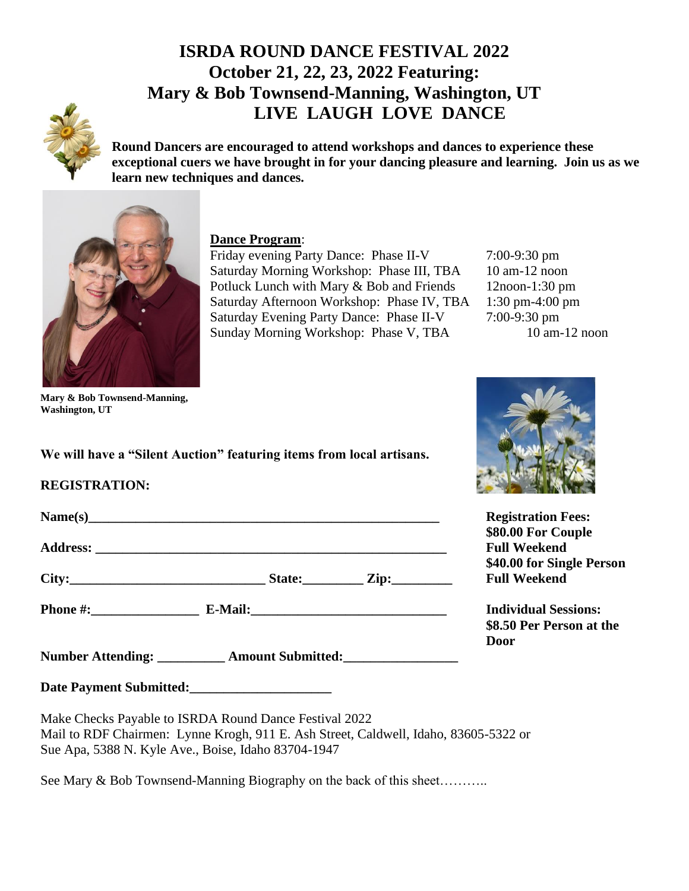# ISRDA ROUND DANCE FESTIVAL 2022
## October 21, 22, 23, 2022 Featuring:
## Mary & Bob Townsend-Manning, Washington, UT
## LIVE LAUGH LOVE DANCE

**Round Dancers are encouraged to attend workshops and dances to experience these exceptional cuers we have brought in for your dancing pleasure and learning. Join us as we learn new techniques and dances.**

**Mary & Bob Townsend-Manning, Washington, UT**

**Dance Program**:

| | |
|---|---|
| Friday evening Party Dance: Phase II-V | 7:00-9:30 pm |
| Saturday Morning Workshop: Phase III, TBA | 10 am-12 noon |
| Potluck Lunch with Mary & Bob and Friends | 12noon-1:30 pm |
| Saturday Afternoon Workshop: Phase IV, TBA | 1:30 pm-4:00 pm |
| Saturday Evening Party Dance: Phase II-V | 7:00-9:30 pm |
| Sunday Morning Workshop: Phase V, TBA | 10 am-12 noon |

**We will have a "Silent Auction" featuring items from local artisans.**

**REGISTRATION:**

**Name(s)**_______________________________________________

**Address:** _______________________________________________

**City:**___________________________ **State:**________ **Zip:**_________

**Phone #:**_______________ **E-Mail:**___________________________

**Number Attending:** _________ **Amount Submitted:**_______________

**Date Payment Submitted:**___________________

**Registration Fees:**
**$80.00 For Couple Full Weekend**
**$40.00 for Single Person Full Weekend**

**Individual Sessions:**
**$8.50 Per Person at the Door**

Make Checks Payable to ISRDA Round Dance Festival 2022
Mail to RDF Chairmen: Lynne Krogh, 911 E. Ash Street, Caldwell, Idaho, 83605-5322 or Sue Apa, 5388 N. Kyle Ave., Boise, Idaho 83704-1947

See Mary & Bob Townsend-Manning Biography on the back of this sheet………..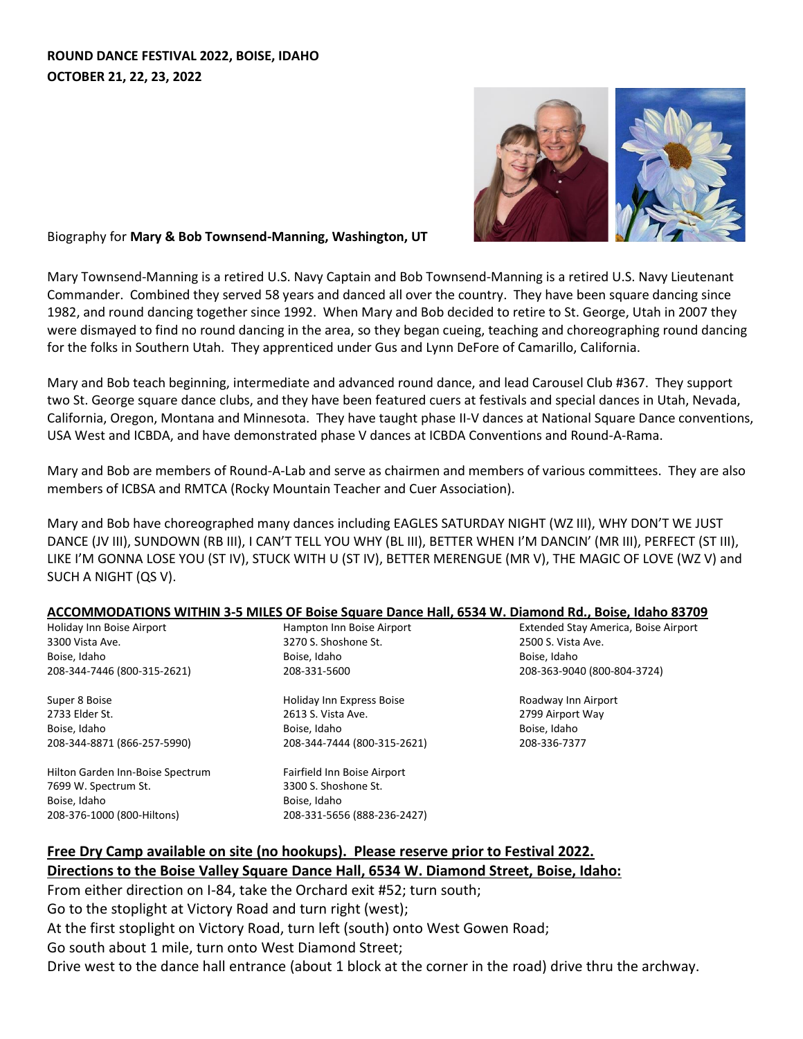**ROUND DANCE FESTIVAL 2022, BOISE, IDAHO**
**OCTOBER 21, 22, 23, 2022**

Biography for **Mary & Bob Townsend-Manning, Washington, UT**

Mary Townsend-Manning is a retired U.S. Navy Captain and Bob Townsend-Manning is a retired U.S. Navy Lieutenant Commander. Combined they served 58 years and danced all over the country. They have been square dancing since 1982, and round dancing together since 1992. When Mary and Bob decided to retire to St. George, Utah in 2007 they were dismayed to find no round dancing in the area, so they began cueing, teaching and choreographing round dancing for the folks in Southern Utah. They apprenticed under Gus and Lynn DeFore of Camarillo, California.

Mary and Bob teach beginning, intermediate and advanced round dance, and lead Carousel Club #367. They support two St. George square dance clubs, and they have been featured cuers at festivals and special dances in Utah, Nevada, California, Oregon, Montana and Minnesota. They have taught phase II-V dances at National Square Dance conventions, USA West and ICBDA, and have demonstrated phase V dances at ICBDA Conventions and Round-A-Rama.

Mary and Bob are members of Round-A-Lab and serve as chairmen and members of various committees. They are also members of ICBSA and RMTCA (Rocky Mountain Teacher and Cuer Association).

Mary and Bob have choreographed many dances including EAGLES SATURDAY NIGHT (WZ III), WHY DON'T WE JUST DANCE (JV III), SUNDOWN (RB III), I CAN'T TELL YOU WHY (BL III), BETTER WHEN I'M DANCIN' (MR III), PERFECT (ST III), LIKE I'M GONNA LOSE YOU (ST IV), STUCK WITH U (ST IV), BETTER MERENGUE (MR V), THE MAGIC OF LOVE (WZ V) and SUCH A NIGHT (QS V).

**ACCOMMODATIONS WITHIN 3-5 MILES OF Boise Square Dance Hall, 6534 W. Diamond Rd., Boise, Idaho 83709**

Holiday Inn Boise Airport
3300 Vista Ave.
Boise, Idaho
208-344-7446 (800-315-2621)

Hampton Inn Boise Airport
3270 S. Shoshone St.
Boise, Idaho
208-331-5600

Extended Stay America, Boise Airport
2500 S. Vista Ave.
Boise, Idaho
208-363-9040 (800-804-3724)

Super 8 Boise
2733 Elder St.
Boise, Idaho
208-344-8871 (866-257-5990)

Holiday Inn Express Boise
2613 S. Vista Ave.
Boise, Idaho
208-344-7444 (800-315-2621)

Roadway Inn Airport
2799 Airport Way
Boise, Idaho
208-336-7377

Hilton Garden Inn-Boise Spectrum
7699 W. Spectrum St.
Boise, Idaho
208-376-1000 (800-Hiltons)

Fairfield Inn Boise Airport
3300 S. Shoshone St.
Boise, Idaho
208-331-5656 (888-236-2427)

**Free Dry Camp available on site (no hookups). Please reserve prior to Festival 2022.**

**Directions to the Boise Valley Square Dance Hall, 6534 W. Diamond Street, Boise, Idaho:**

From either direction on I-84, take the Orchard exit #52; turn south;
Go to the stoplight at Victory Road and turn right (west);
At the first stoplight on Victory Road, turn left (south) onto West Gowen Road;
Go south about 1 mile, turn onto West Diamond Street;
Drive west to the dance hall entrance (about 1 block at the corner in the road) drive thru the archway.